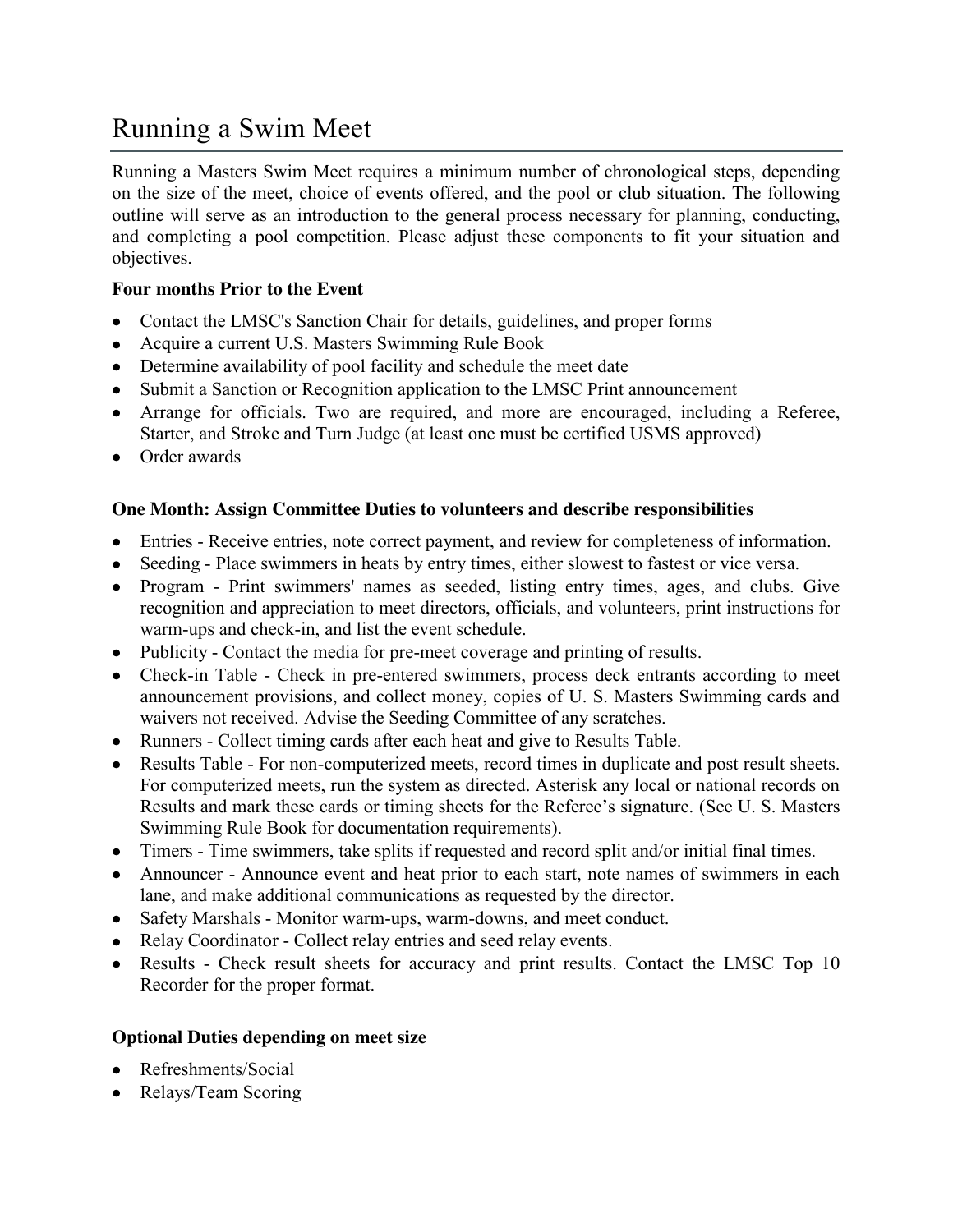# Running a Swim Meet

Running a Masters Swim Meet requires a minimum number of chronological steps, depending on the size of the meet, choice of events offered, and the pool or club situation. The following outline will serve as an introduction to the general process necessary for planning, conducting, and completing a pool competition. Please adjust these components to fit your situation and objectives.

**Four months Prior to the Event**

- Contact the LMSC's Sanction Chair for details, guidelines, and proper forms
- Acquire a current U.S. Masters Swimming Rule Book
- Determine availability of pool facility and schedule the meet date
- Submit a Sanction or Recognition application to the LMSC Print announcement
- Arrange for officials. Two are required, and more are encouraged, including a Referee, Starter, and Stroke and Turn Judge (at least one must be certified USMS approved)
- Order awards

**One Month: Assign Committee Duties to volunteers and describe responsibilities**

- Entries - Receive entries, note correct payment, and review for completeness of information.
- Seeding - Place swimmers in heats by entry times, either slowest to fastest or vice versa.
- Program - Print swimmers' names as seeded, listing entry times, ages, and clubs. Give recognition and appreciation to meet directors, officials, and volunteers, print instructions for warm-ups and check-in, and list the event schedule.
- Publicity - Contact the media for pre-meet coverage and printing of results.
- Check-in Table - Check in pre-entered swimmers, process deck entrants according to meet announcement provisions, and collect money, copies of U. S. Masters Swimming cards and waivers not received. Advise the Seeding Committee of any scratches.
- Runners - Collect timing cards after each heat and give to Results Table.
- Results Table - For non-computerized meets, record times in duplicate and post result sheets. For computerized meets, run the system as directed. Asterisk any local or national records on Results and mark these cards or timing sheets for the Referee's signature. (See U. S. Masters Swimming Rule Book for documentation requirements).
- Timers - Time swimmers, take splits if requested and record split and/or initial final times.
- Announcer - Announce event and heat prior to each start, note names of swimmers in each lane, and make additional communications as requested by the director.
- Safety Marshals - Monitor warm-ups, warm-downs, and meet conduct.
- Relay Coordinator - Collect relay entries and seed relay events.
- Results - Check result sheets for accuracy and print results. Contact the LMSC Top 10 Recorder for the proper format.

**Optional Duties depending on meet size**

- Refreshments/Social
- Relays/Team Scoring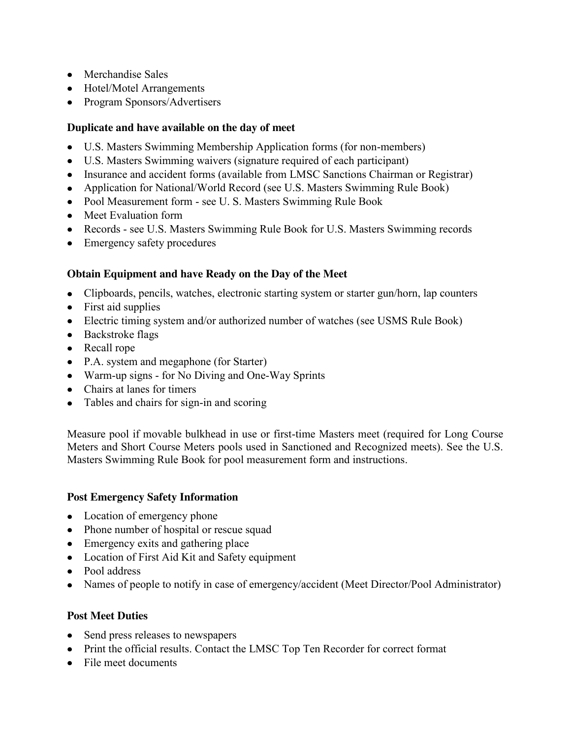- Merchandise Sales
- Hotel/Motel Arrangements
- Program Sponsors/Advertisers

**Duplicate and have available on the day of meet**

- U.S. Masters Swimming Membership Application forms (for non-members)
- U.S. Masters Swimming waivers (signature required of each participant)
- Insurance and accident forms (available from LMSC Sanctions Chairman or Registrar)
- Application for National/World Record (see U.S. Masters Swimming Rule Book)
- Pool Measurement form - see U. S. Masters Swimming Rule Book
- Meet Evaluation form
- Records - see U.S. Masters Swimming Rule Book for U.S. Masters Swimming records
- Emergency safety procedures

**Obtain Equipment and have Ready on the Day of the Meet**

- Clipboards, pencils, watches, electronic starting system or starter gun/horn, lap counters
- First aid supplies
- Electric timing system and/or authorized number of watches (see USMS Rule Book)
- Backstroke flags
- Recall rope
- P.A. system and megaphone (for Starter)
- Warm-up signs - for No Diving and One-Way Sprints
- Chairs at lanes for timers
- Tables and chairs for sign-in and scoring

Measure pool if movable bulkhead in use or first-time Masters meet (required for Long Course Meters and Short Course Meters pools used in Sanctioned and Recognized meets). See the U.S. Masters Swimming Rule Book for pool measurement form and instructions.

**Post Emergency Safety Information**

- Location of emergency phone
- Phone number of hospital or rescue squad
- Emergency exits and gathering place
- Location of First Aid Kit and Safety equipment
- Pool address
- Names of people to notify in case of emergency/accident (Meet Director/Pool Administrator)

**Post Meet Duties**

- Send press releases to newspapers
- Print the official results. Contact the LMSC Top Ten Recorder for correct format
- File meet documents